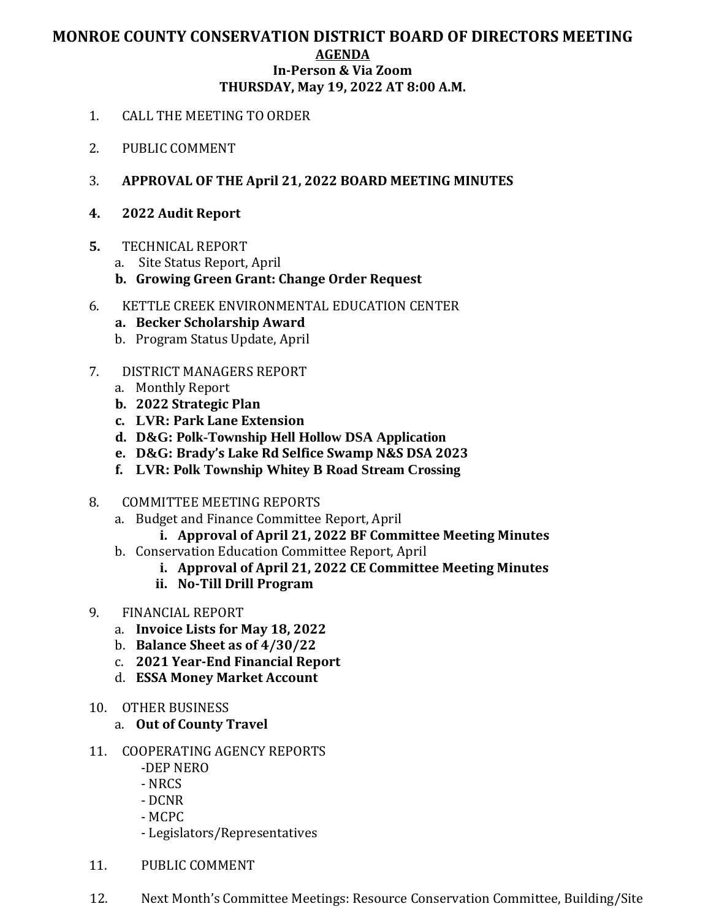# MONROE COUNTY CONSERVATION DISTRICT BOARD OF DIRECTORS MEETING

## AGENDA

### In-Person & Via Zoom

### THURSDAY, May 19, 2022 AT 8:00 A.M.

1. CALL THE MEETING TO ORDER

2. PUBLIC COMMENT

3. **APPROVAL OF THE April 21, 2022 BOARD MEETING MINUTES**

4. **2022 Audit Report**

5. TECHNICAL REPORT
   a. Site Status Report, April
   b. **Growing Green Grant: Change Order Request**

6. KETTLE CREEK ENVIRONMENTAL EDUCATION CENTER
   a. **Becker Scholarship Award**
   b. Program Status Update, April

7. DISTRICT MANAGERS REPORT
   a. Monthly Report
   b. **2022 Strategic Plan**
   c. **LVR: Park Lane Extension**
   d. **D&G: Polk-Township Hell Hollow DSA Application**
   e. **D&G: Brady's Lake Rd Selfice Swamp N&S DSA 2023**
   f. **LVR: Polk Township Whitey B Road Stream Crossing**

8. COMMITTEE MEETING REPORTS
   a. Budget and Finance Committee Report, April
      i. **Approval of April 21, 2022 BF Committee Meeting Minutes**
   b. Conservation Education Committee Report, April
      i. **Approval of April 21, 2022 CE Committee Meeting Minutes**
      ii. **No-Till Drill Program**

9. FINANCIAL REPORT
   a. **Invoice Lists for May 18, 2022**
   b. **Balance Sheet as of 4/30/22**
   c. **2021 Year-End Financial Report**
   d. **ESSA Money Market Account**

10. OTHER BUSINESS
    a. **Out of County Travel**

11. COOPERATING AGENCY REPORTS
    -DEP NERO
    - NRCS
    - DCNR
    - MCPC
    - Legislators/Representatives

11. PUBLIC COMMENT

12. Next Month's Committee Meetings: Resource Conservation Committee, Building/Site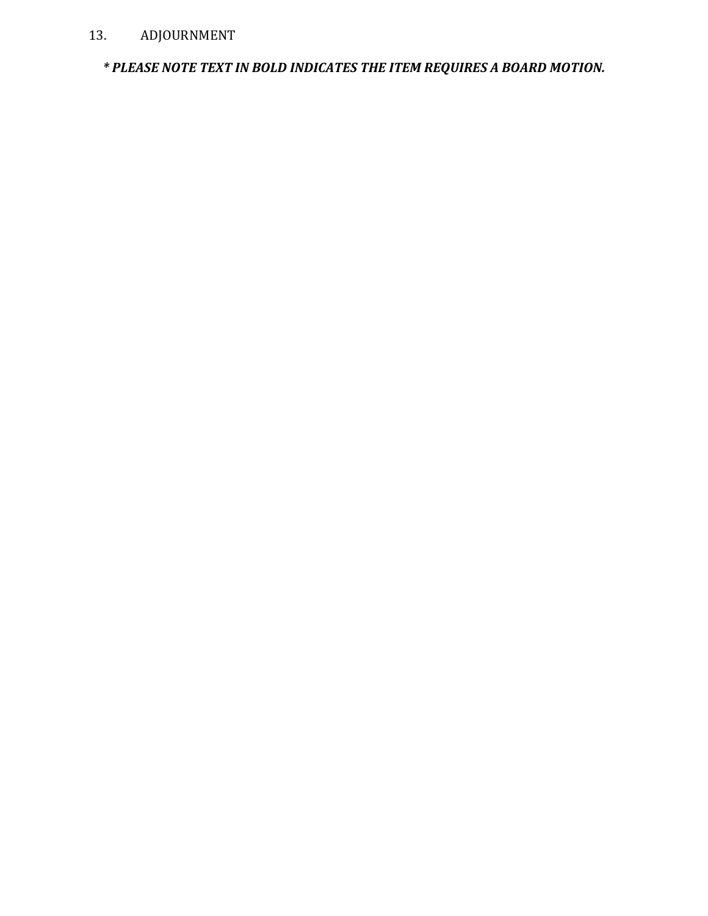13. ADJOURNMENT

***\* PLEASE NOTE TEXT IN BOLD INDICATES THE ITEM REQUIRES A BOARD MOTION.***